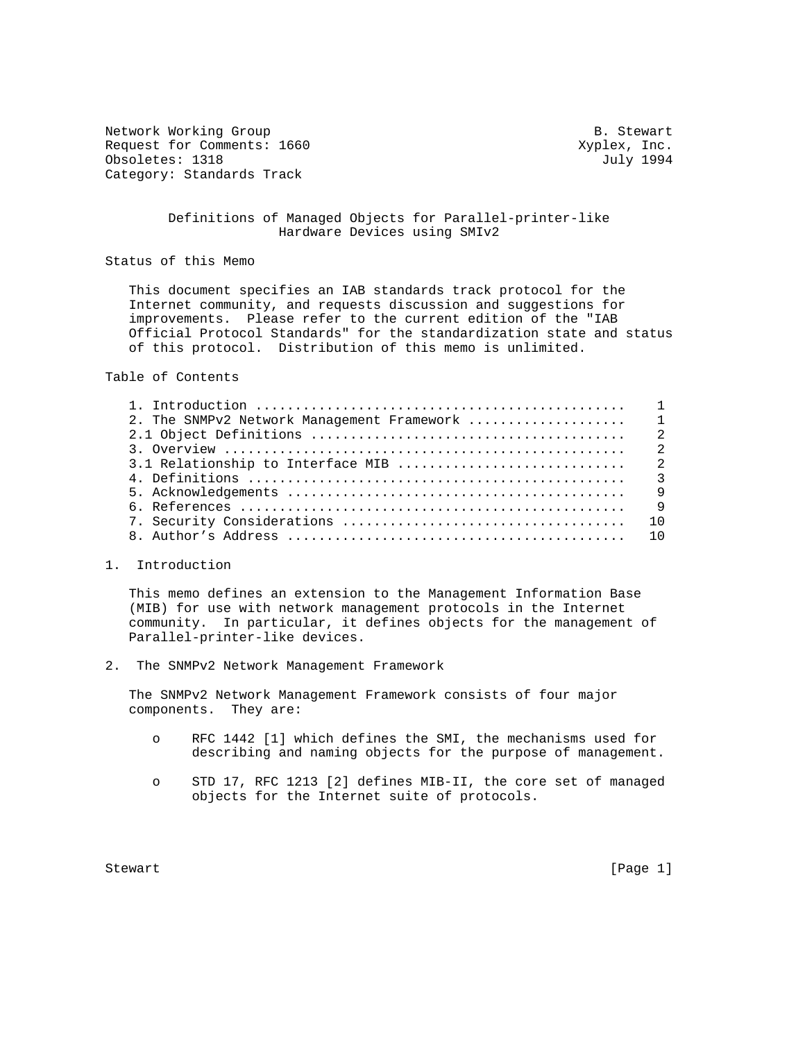Network Working Group B. Stewart
Request for Comments: 1660 Xyplex, Inc.
Obsoletes: 1318 July 1994
Category: Standards Track

# Definitions of Managed Objects for Parallel-printer-like Hardware Devices using SMIv2

## Status of this Memo

This document specifies an IAB standards track protocol for the Internet community, and requests discussion and suggestions for improvements. Please refer to the current edition of the "IAB Official Protocol Standards" for the standardization state and status of this protocol. Distribution of this memo is unlimited.

## Table of Contents

```
1. Introduction ..............................................    1
2. The SNMPv2 Network Management Framework ...................    1
2.1 Object Definitions .......................................    2
3. Overview ..................................................    2
3.1 Relationship to Interface MIB ............................    2
4. Definitions ...............................................    3
5. Acknowledgements ..........................................    9
6. References ................................................    9
7. Security Considerations ...................................   10
8. Author's Address ..........................................   10
```

## 1. Introduction

This memo defines an extension to the Management Information Base (MIB) for use with network management protocols in the Internet community. In particular, it defines objects for the management of Parallel-printer-like devices.

## 2. The SNMPv2 Network Management Framework

The SNMPv2 Network Management Framework consists of four major components. They are:

- RFC 1442 [1] which defines the SMI, the mechanisms used for describing and naming objects for the purpose of management.

- STD 17, RFC 1213 [2] defines MIB-II, the core set of managed objects for the Internet suite of protocols.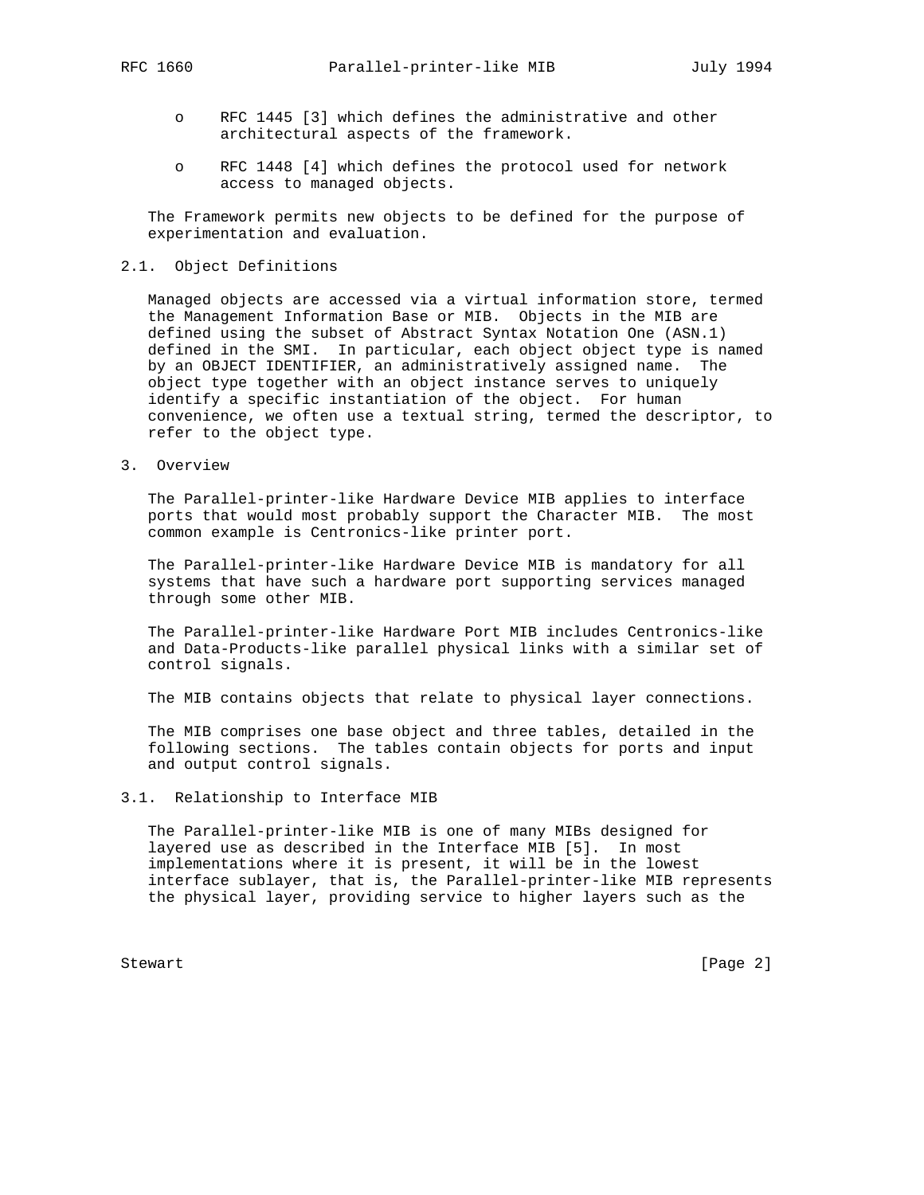- o RFC 1445 [3] which defines the administrative and other architectural aspects of the framework.

- o RFC 1448 [4] which defines the protocol used for network access to managed objects.

The Framework permits new objects to be defined for the purpose of experimentation and evaluation.

## 2.1. Object Definitions

Managed objects are accessed via a virtual information store, termed the Management Information Base or MIB. Objects in the MIB are defined using the subset of Abstract Syntax Notation One (ASN.1) defined in the SMI. In particular, each object object type is named by an OBJECT IDENTIFIER, an administratively assigned name. The object type together with an object instance serves to uniquely identify a specific instantiation of the object. For human convenience, we often use a textual string, termed the descriptor, to refer to the object type.

# 3. Overview

The Parallel-printer-like Hardware Device MIB applies to interface ports that would most probably support the Character MIB. The most common example is Centronics-like printer port.

The Parallel-printer-like Hardware Device MIB is mandatory for all systems that have such a hardware port supporting services managed through some other MIB.

The Parallel-printer-like Hardware Port MIB includes Centronics-like and Data-Products-like parallel physical links with a similar set of control signals.

The MIB contains objects that relate to physical layer connections.

The MIB comprises one base object and three tables, detailed in the following sections. The tables contain objects for ports and input and output control signals.

## 3.1. Relationship to Interface MIB

The Parallel-printer-like MIB is one of many MIBs designed for layered use as described in the Interface MIB [5]. In most implementations where it is present, it will be in the lowest interface sublayer, that is, the Parallel-printer-like MIB represents the physical layer, providing service to higher layers such as the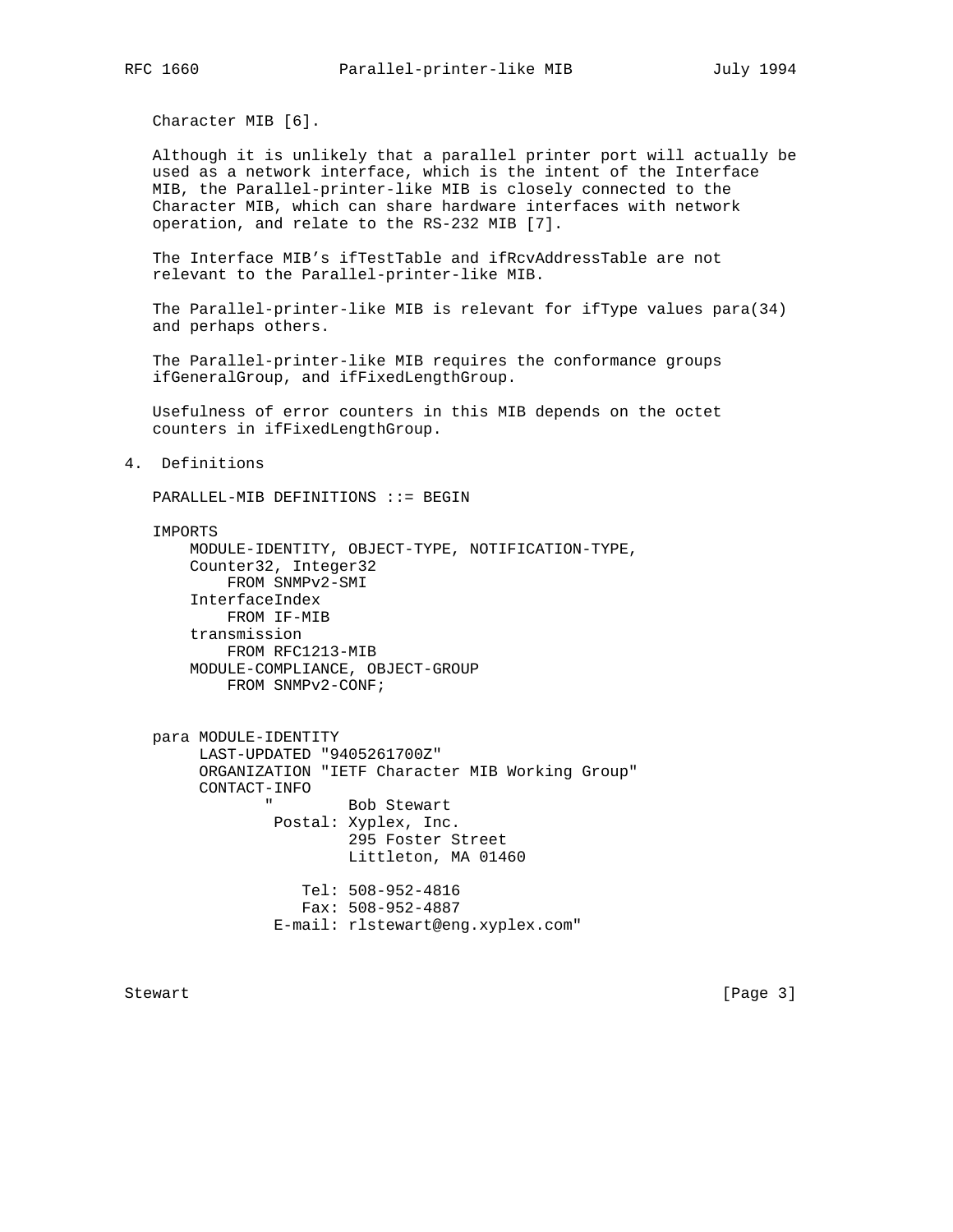Character MIB [6].

Although it is unlikely that a parallel printer port will actually be used as a network interface, which is the intent of the Interface MIB, the Parallel-printer-like MIB is closely connected to the Character MIB, which can share hardware interfaces with network operation, and relate to the RS-232 MIB [7].

The Interface MIB's ifTestTable and ifRcvAddressTable are not relevant to the Parallel-printer-like MIB.

The Parallel-printer-like MIB is relevant for ifType values para(34) and perhaps others.

The Parallel-printer-like MIB requires the conformance groups ifGeneralGroup, and ifFixedLengthGroup.

Usefulness of error counters in this MIB depends on the octet counters in ifFixedLengthGroup.

## 4. Definitions

```
PARALLEL-MIB DEFINITIONS ::= BEGIN

IMPORTS
    MODULE-IDENTITY, OBJECT-TYPE, NOTIFICATION-TYPE,
    Counter32, Integer32
        FROM SNMPv2-SMI
    InterfaceIndex
        FROM IF-MIB
    transmission
        FROM RFC1213-MIB
    MODULE-COMPLIANCE, OBJECT-GROUP
        FROM SNMPv2-CONF;


para MODULE-IDENTITY
     LAST-UPDATED "9405261700Z"
     ORGANIZATION "IETF Character MIB Working Group"
     CONTACT-INFO
            "        Bob Stewart
             Postal: Xyplex, Inc.
                     295 Foster Street
                     Littleton, MA 01460

                Tel: 508-952-4816
                Fax: 508-952-4887
             E-mail: rlstewart@eng.xyplex.com"
```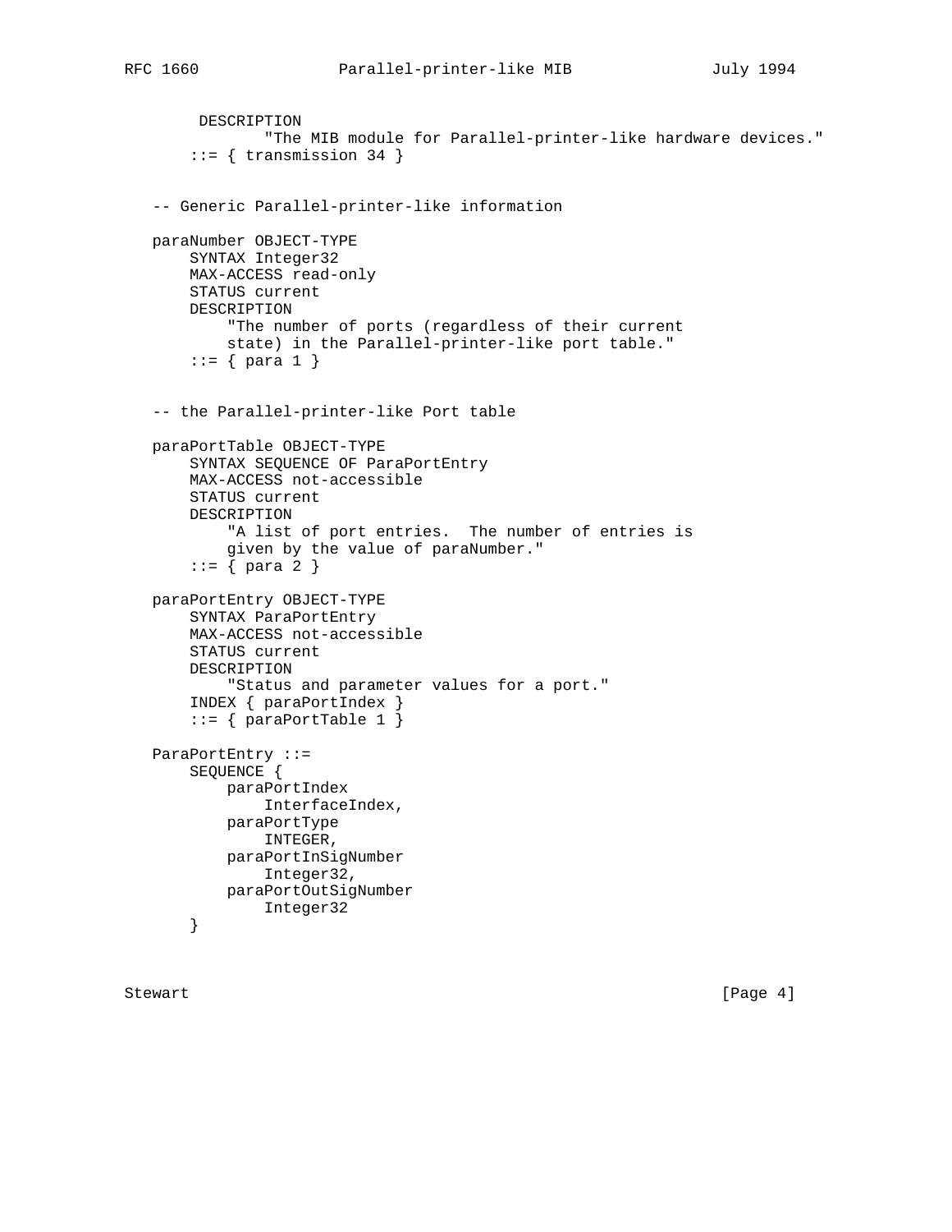```
        DESCRIPTION
               "The MIB module for Parallel-printer-like hardware devices."
       ::= { transmission 34 }


   -- Generic Parallel-printer-like information

   paraNumber OBJECT-TYPE
       SYNTAX Integer32
       MAX-ACCESS read-only
       STATUS current
       DESCRIPTION
           "The number of ports (regardless of their current
           state) in the Parallel-printer-like port table."
       ::= { para 1 }


   -- the Parallel-printer-like Port table

   paraPortTable OBJECT-TYPE
       SYNTAX SEQUENCE OF ParaPortEntry
       MAX-ACCESS not-accessible
       STATUS current
       DESCRIPTION
           "A list of port entries.  The number of entries is
           given by the value of paraNumber."
       ::= { para 2 }

   paraPortEntry OBJECT-TYPE
       SYNTAX ParaPortEntry
       MAX-ACCESS not-accessible
       STATUS current
       DESCRIPTION
           "Status and parameter values for a port."
       INDEX { paraPortIndex }
       ::= { paraPortTable 1 }

   ParaPortEntry ::=
       SEQUENCE {
           paraPortIndex
               InterfaceIndex,
           paraPortType
               INTEGER,
           paraPortInSigNumber
               Integer32,
           paraPortOutSigNumber
               Integer32
       }
```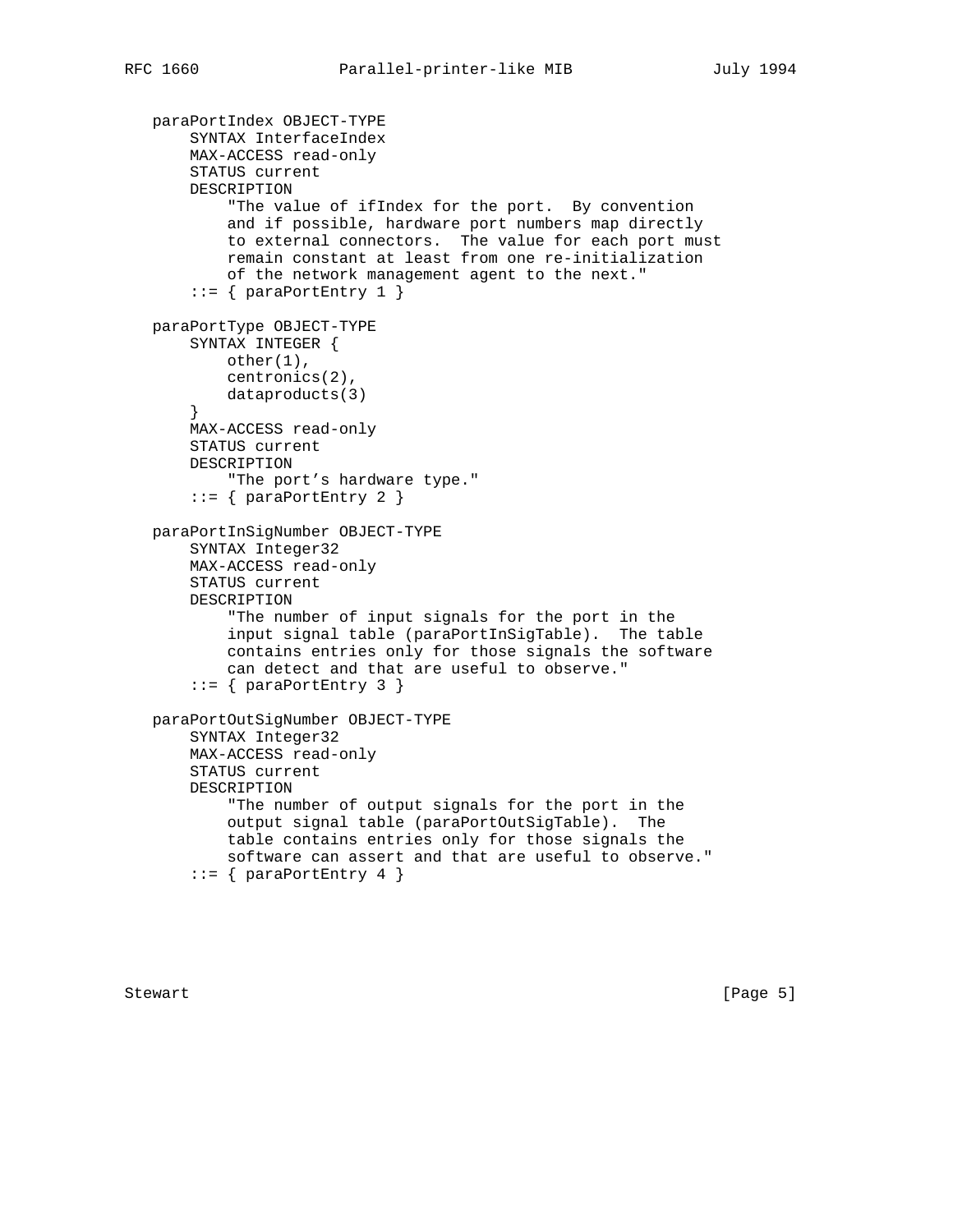```
   paraPortIndex OBJECT-TYPE
       SYNTAX InterfaceIndex
       MAX-ACCESS read-only
       STATUS current
       DESCRIPTION
           "The value of ifIndex for the port.  By convention
           and if possible, hardware port numbers map directly
           to external connectors.  The value for each port must
           remain constant at least from one re-initialization
           of the network management agent to the next."
       ::= { paraPortEntry 1 }

   paraPortType OBJECT-TYPE
       SYNTAX INTEGER {
           other(1),
           centronics(2),
           dataproducts(3)
       }
       MAX-ACCESS read-only
       STATUS current
       DESCRIPTION
           "The port's hardware type."
       ::= { paraPortEntry 2 }

   paraPortInSigNumber OBJECT-TYPE
       SYNTAX Integer32
       MAX-ACCESS read-only
       STATUS current
       DESCRIPTION
           "The number of input signals for the port in the
           input signal table (paraPortInSigTable).  The table
           contains entries only for those signals the software
           can detect and that are useful to observe."
       ::= { paraPortEntry 3 }

   paraPortOutSigNumber OBJECT-TYPE
       SYNTAX Integer32
       MAX-ACCESS read-only
       STATUS current
       DESCRIPTION
           "The number of output signals for the port in the
           output signal table (paraPortOutSigTable).  The
           table contains entries only for those signals the
           software can assert and that are useful to observe."
       ::= { paraPortEntry 4 }
```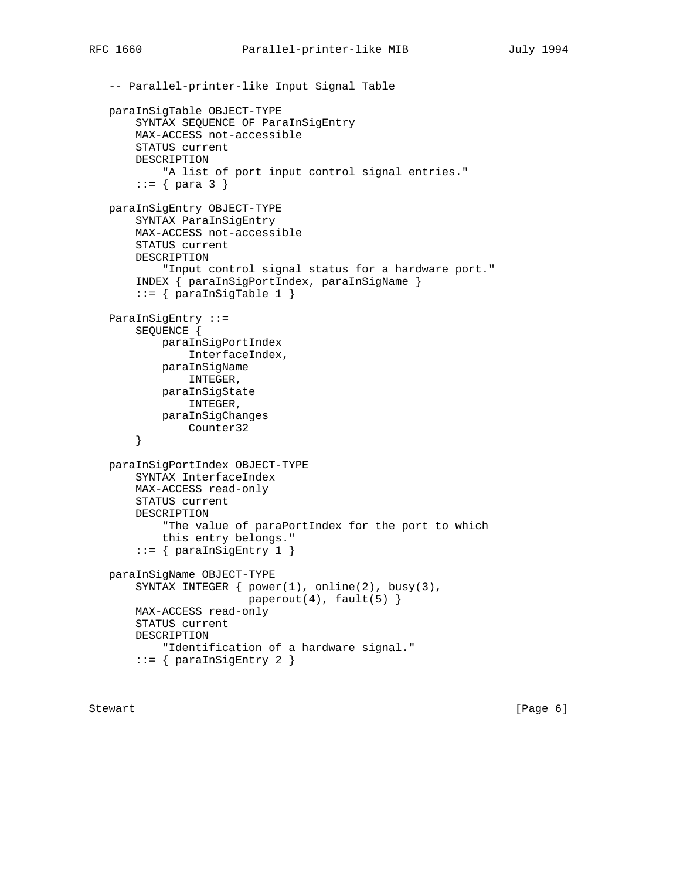```
-- Parallel-printer-like Input Signal Table

paraInSigTable OBJECT-TYPE
    SYNTAX SEQUENCE OF ParaInSigEntry
    MAX-ACCESS not-accessible
    STATUS current
    DESCRIPTION
        "A list of port input control signal entries."
    ::= { para 3 }

paraInSigEntry OBJECT-TYPE
    SYNTAX ParaInSigEntry
    MAX-ACCESS not-accessible
    STATUS current
    DESCRIPTION
        "Input control signal status for a hardware port."
    INDEX { paraInSigPortIndex, paraInSigName }
    ::= { paraInSigTable 1 }

ParaInSigEntry ::=
    SEQUENCE {
        paraInSigPortIndex
            InterfaceIndex,
        paraInSigName
            INTEGER,
        paraInSigState
            INTEGER,
        paraInSigChanges
            Counter32
    }

paraInSigPortIndex OBJECT-TYPE
    SYNTAX InterfaceIndex
    MAX-ACCESS read-only
    STATUS current
    DESCRIPTION
        "The value of paraPortIndex for the port to which
        this entry belongs."
    ::= { paraInSigEntry 1 }

paraInSigName OBJECT-TYPE
    SYNTAX INTEGER { power(1), online(2), busy(3),
                     paperout(4), fault(5) }
    MAX-ACCESS read-only
    STATUS current
    DESCRIPTION
        "Identification of a hardware signal."
    ::= { paraInSigEntry 2 }
```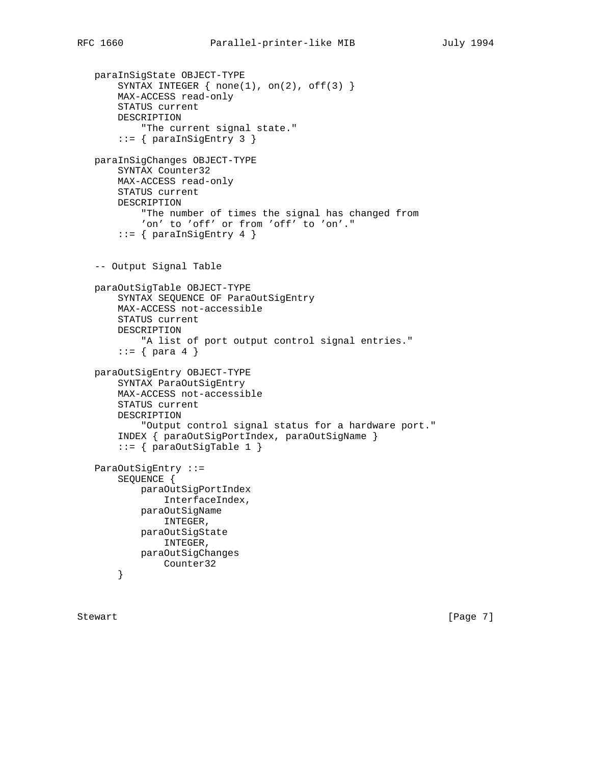```
   paraInSigState OBJECT-TYPE
       SYNTAX INTEGER { none(1), on(2), off(3) }
       MAX-ACCESS read-only
       STATUS current
       DESCRIPTION
           "The current signal state."
       ::= { paraInSigEntry 3 }

   paraInSigChanges OBJECT-TYPE
       SYNTAX Counter32
       MAX-ACCESS read-only
       STATUS current
       DESCRIPTION
           "The number of times the signal has changed from
           'on' to 'off' or from 'off' to 'on'."
       ::= { paraInSigEntry 4 }


   -- Output Signal Table

   paraOutSigTable OBJECT-TYPE
       SYNTAX SEQUENCE OF ParaOutSigEntry
       MAX-ACCESS not-accessible
       STATUS current
       DESCRIPTION
           "A list of port output control signal entries."
       ::= { para 4 }

   paraOutSigEntry OBJECT-TYPE
       SYNTAX ParaOutSigEntry
       MAX-ACCESS not-accessible
       STATUS current
       DESCRIPTION
           "Output control signal status for a hardware port."
       INDEX { paraOutSigPortIndex, paraOutSigName }
       ::= { paraOutSigTable 1 }

   ParaOutSigEntry ::=
       SEQUENCE {
           paraOutSigPortIndex
               InterfaceIndex,
           paraOutSigName
               INTEGER,
           paraOutSigState
               INTEGER,
           paraOutSigChanges
               Counter32
       }
```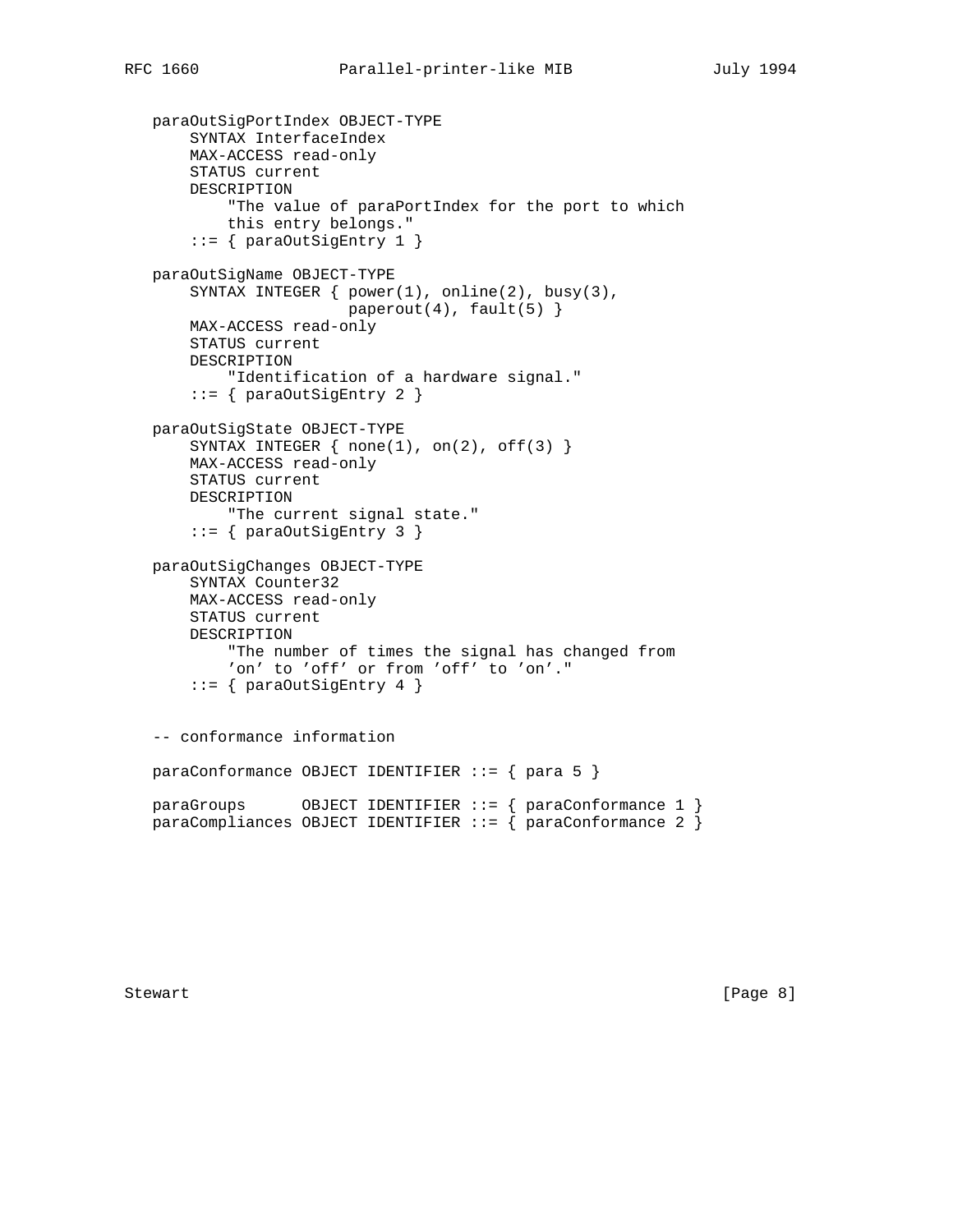```
   paraOutSigPortIndex OBJECT-TYPE
       SYNTAX InterfaceIndex
       MAX-ACCESS read-only
       STATUS current
       DESCRIPTION
           "The value of paraPortIndex for the port to which
           this entry belongs."
       ::= { paraOutSigEntry 1 }

   paraOutSigName OBJECT-TYPE
       SYNTAX INTEGER { power(1), online(2), busy(3),
                        paperout(4), fault(5) }
       MAX-ACCESS read-only
       STATUS current
       DESCRIPTION
           "Identification of a hardware signal."
       ::= { paraOutSigEntry 2 }

   paraOutSigState OBJECT-TYPE
       SYNTAX INTEGER { none(1), on(2), off(3) }
       MAX-ACCESS read-only
       STATUS current
       DESCRIPTION
           "The current signal state."
       ::= { paraOutSigEntry 3 }

   paraOutSigChanges OBJECT-TYPE
       SYNTAX Counter32
       MAX-ACCESS read-only
       STATUS current
       DESCRIPTION
           "The number of times the signal has changed from
           'on' to 'off' or from 'off' to 'on'."
       ::= { paraOutSigEntry 4 }


   -- conformance information

   paraConformance OBJECT IDENTIFIER ::= { para 5 }

   paraGroups      OBJECT IDENTIFIER ::= { paraConformance 1 }
   paraCompliances OBJECT IDENTIFIER ::= { paraConformance 2 }
```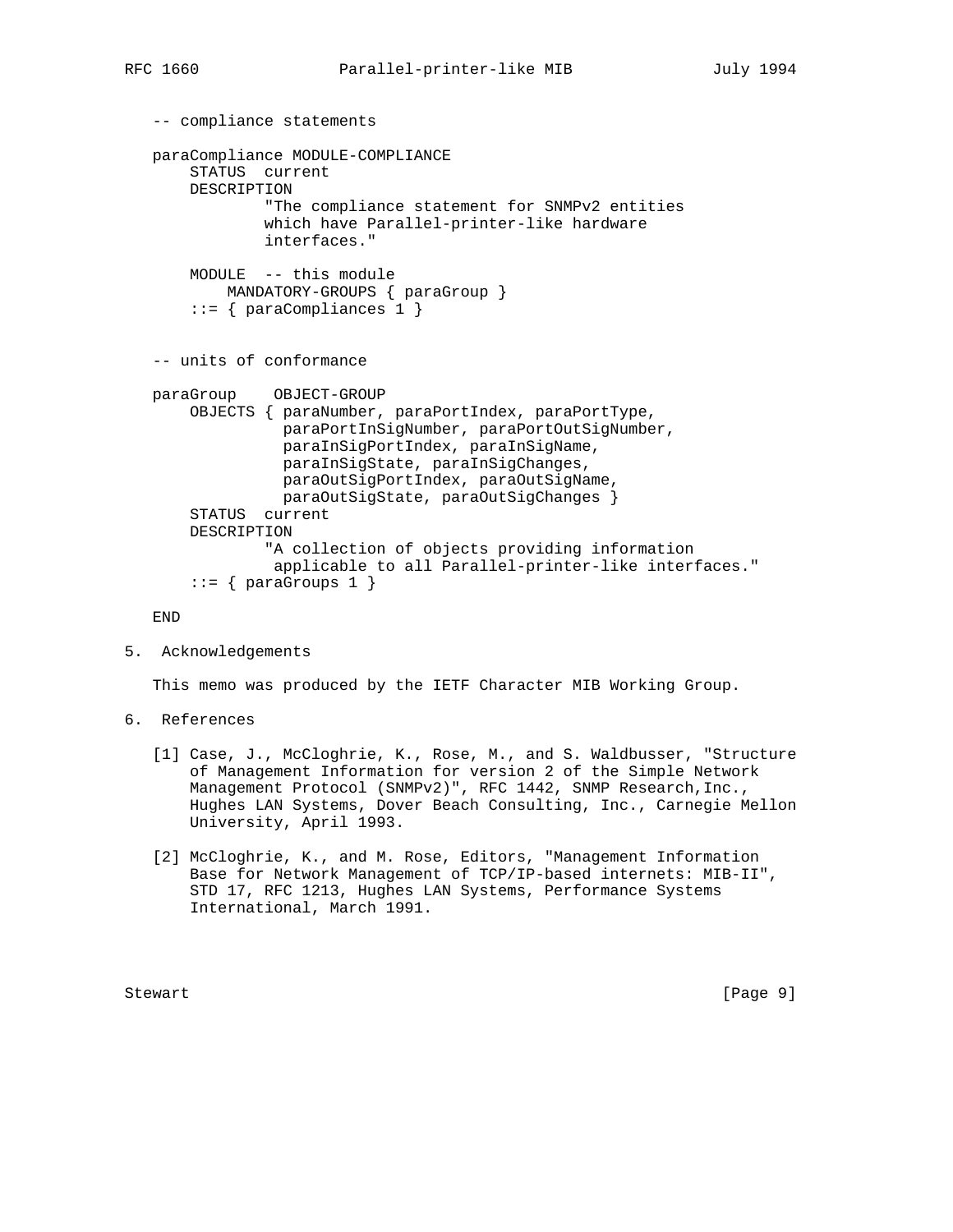```
   -- compliance statements

   paraCompliance MODULE-COMPLIANCE
       STATUS  current
       DESCRIPTION
               "The compliance statement for SNMPv2 entities
               which have Parallel-printer-like hardware
               interfaces."

       MODULE  -- this module
           MANDATORY-GROUPS { paraGroup }
       ::= { paraCompliances 1 }


   -- units of conformance

   paraGroup    OBJECT-GROUP
       OBJECTS { paraNumber, paraPortIndex, paraPortType,
                 paraPortInSigNumber, paraPortOutSigNumber,
                 paraInSigPortIndex, paraInSigName,
                 paraInSigState, paraInSigChanges,
                 paraOutSigPortIndex, paraOutSigName,
                 paraOutSigState, paraOutSigChanges }
       STATUS  current
       DESCRIPTION
               "A collection of objects providing information
                applicable to all Parallel-printer-like interfaces."
       ::= { paraGroups 1 }

   END
```

## 5. Acknowledgements

This memo was produced by the IETF Character MIB Working Group.

## 6. References

[1] Case, J., McCloghrie, K., Rose, M., and S. Waldbusser, "Structure of Management Information for version 2 of the Simple Network Management Protocol (SNMPv2)", RFC 1442, SNMP Research,Inc., Hughes LAN Systems, Dover Beach Consulting, Inc., Carnegie Mellon University, April 1993.

[2] McCloghrie, K., and M. Rose, Editors, "Management Information Base for Network Management of TCP/IP-based internets: MIB-II", STD 17, RFC 1213, Hughes LAN Systems, Performance Systems International, March 1991.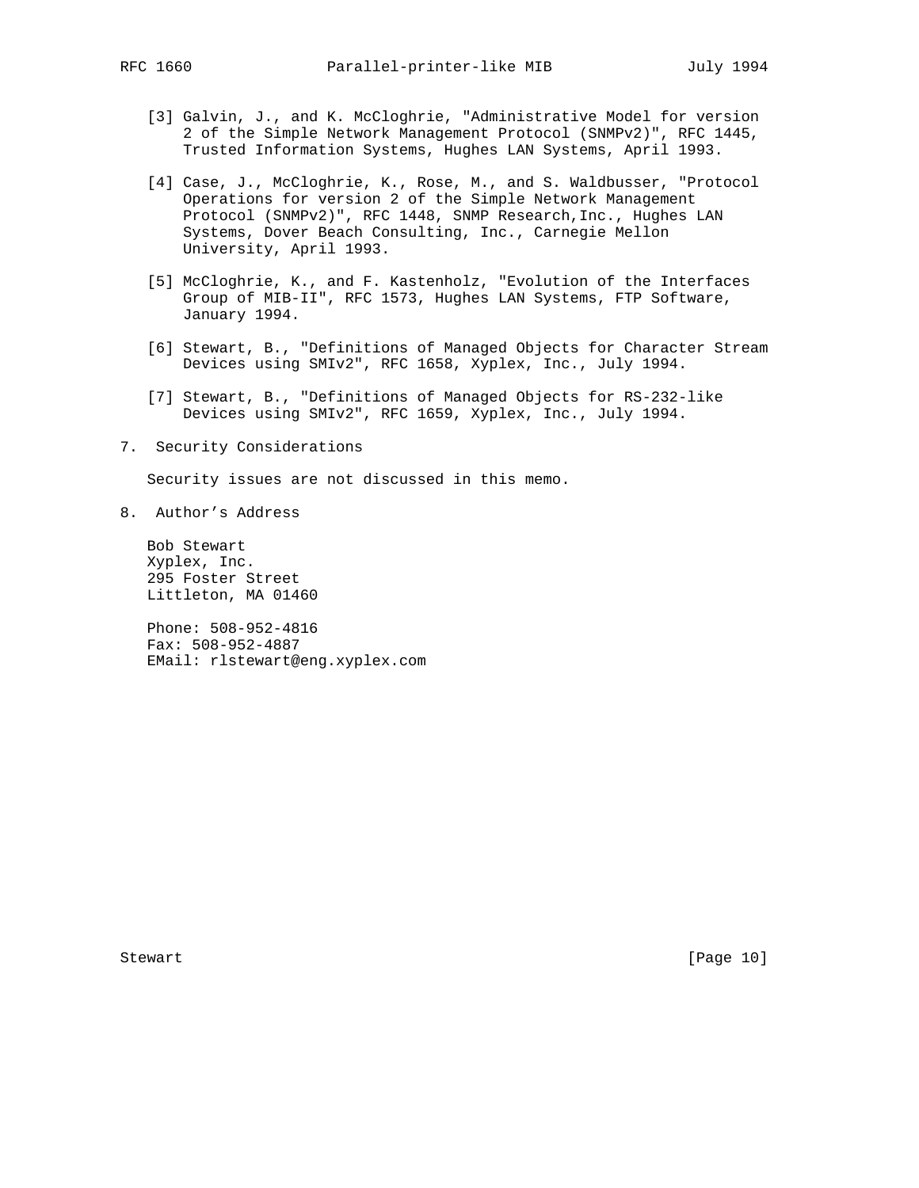[3] Galvin, J., and K. McCloghrie, "Administrative Model for version 2 of the Simple Network Management Protocol (SNMPv2)", RFC 1445, Trusted Information Systems, Hughes LAN Systems, April 1993.

[4] Case, J., McCloghrie, K., Rose, M., and S. Waldbusser, "Protocol Operations for version 2 of the Simple Network Management Protocol (SNMPv2)", RFC 1448, SNMP Research,Inc., Hughes LAN Systems, Dover Beach Consulting, Inc., Carnegie Mellon University, April 1993.

[5] McCloghrie, K., and F. Kastenholz, "Evolution of the Interfaces Group of MIB-II", RFC 1573, Hughes LAN Systems, FTP Software, January 1994.

[6] Stewart, B., "Definitions of Managed Objects for Character Stream Devices using SMIv2", RFC 1658, Xyplex, Inc., July 1994.

[7] Stewart, B., "Definitions of Managed Objects for RS-232-like Devices using SMIv2", RFC 1659, Xyplex, Inc., July 1994.

## 7. Security Considerations

Security issues are not discussed in this memo.

## 8. Author's Address

Bob Stewart
Xyplex, Inc.
295 Foster Street
Littleton, MA 01460

Phone: 508-952-4816
Fax: 508-952-4887
EMail: rlstewart@eng.xyplex.com